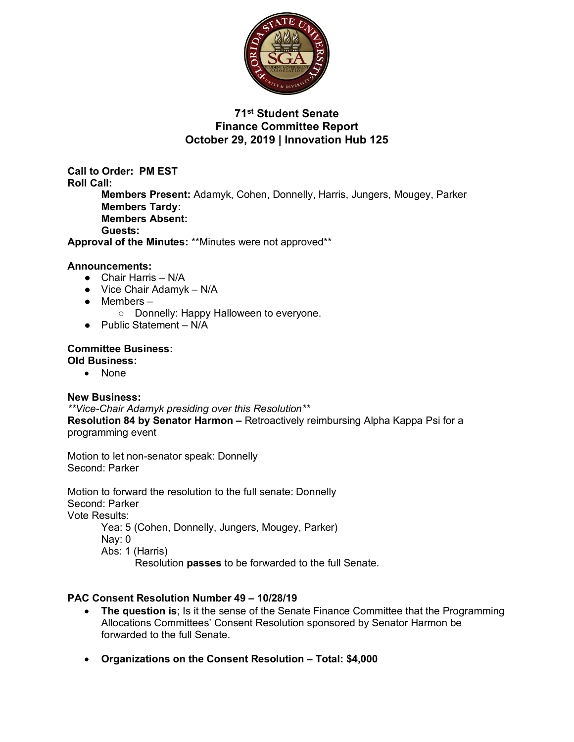# 71st Student Senate
## Finance Committee Report
### October 29, 2019 | Innovation Hub 125

**Call to Order:** PM EST
**Roll Call:**
- **Members Present:** Adamyk, Cohen, Donnelly, Harris, Jungers, Mougey, Parker
- **Members Tardy:**
- **Members Absent:**
- **Guests:**

**Approval of the Minutes:** **Minutes were not approved**

**Announcements:**
- Chair Harris – N/A
- Vice Chair Adamyk – N/A
- Members –
  - Donnelly: Happy Halloween to everyone.
- Public Statement – N/A

**Committee Business:**
**Old Business:**
- None

**New Business:**
*\*\*Vice-Chair Adamyk presiding over this Resolution\*\**
**Resolution 84 by Senator Harmon –** Retroactively reimbursing Alpha Kappa Psi for a programming event

Motion to let non-senator speak: Donnelly
Second: Parker

Motion to forward the resolution to the full senate: Donnelly
Second: Parker
Vote Results:
- Yea: 5 (Cohen, Donnelly, Jungers, Mougey, Parker)
- Nay: 0
- Abs: 1 (Harris)
  - Resolution **passes** to be forwarded to the full Senate.

**PAC Consent Resolution Number 49 – 10/28/19**
- **The question is**; Is it the sense of the Senate Finance Committee that the Programming Allocations Committees' Consent Resolution sponsored by Senator Harmon be forwarded to the full Senate.
- **Organizations on the Consent Resolution – Total: $4,000**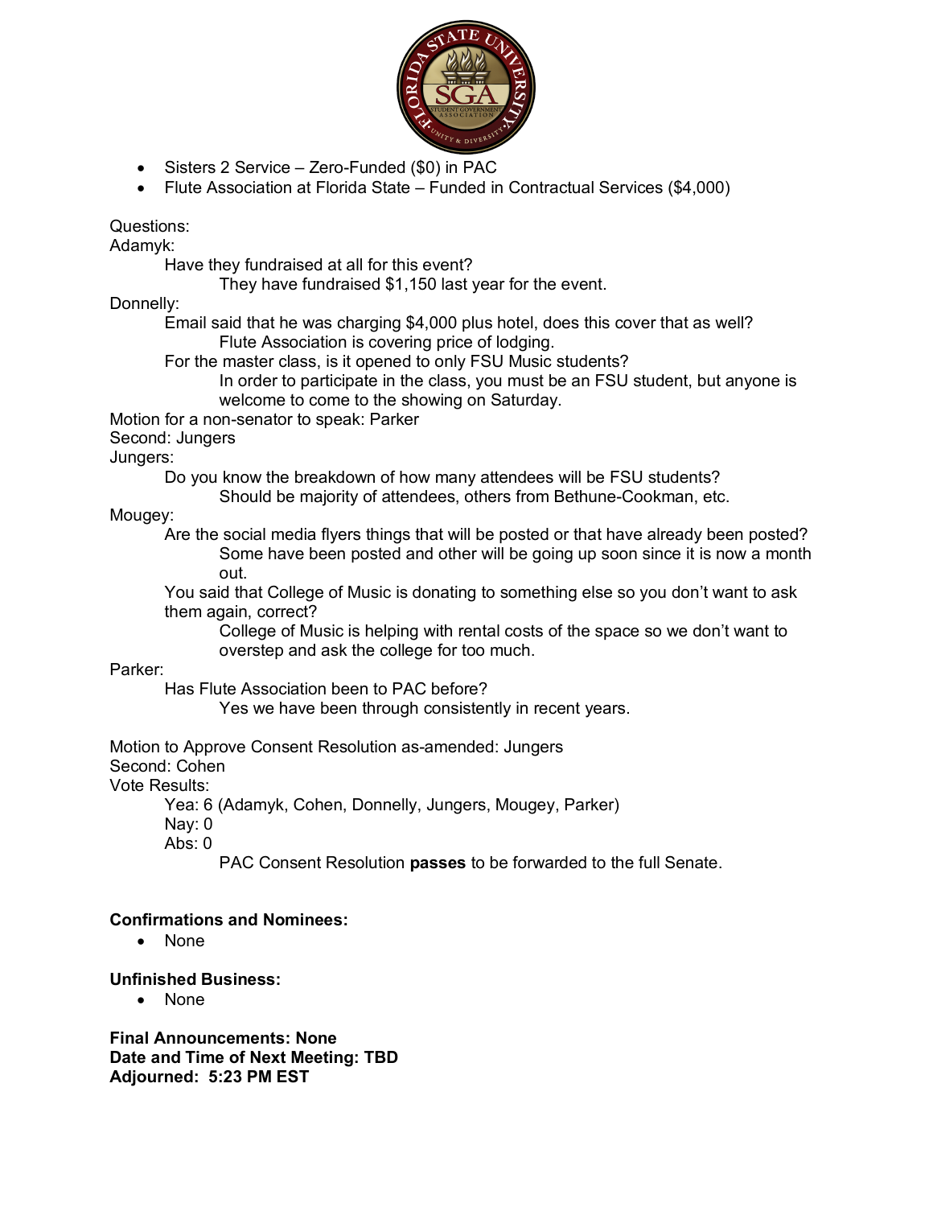- Sisters 2 Service – Zero-Funded ($0) in PAC
- Flute Association at Florida State – Funded in Contractual Services ($4,000)

Questions:

Adamyk:

- Have they fundraised at all for this event?
  - They have fundraised $1,150 last year for the event.

Donnelly:

- Email said that he was charging $4,000 plus hotel, does this cover that as well?
  - Flute Association is covering price of lodging.
- For the master class, is it opened to only FSU Music students?
  - In order to participate in the class, you must be an FSU student, but anyone is welcome to come to the showing on Saturday.

Motion for a non-senator to speak: Parker

Second: Jungers

Jungers:

- Do you know the breakdown of how many attendees will be FSU students?
  - Should be majority of attendees, others from Bethune-Cookman, etc.

Mougey:

- Are the social media flyers things that will be posted or that have already been posted?
  - Some have been posted and other will be going up soon since it is now a month out.
- You said that College of Music is donating to something else so you don't want to ask them again, correct?
  - College of Music is helping with rental costs of the space so we don't want to overstep and ask the college for too much.

Parker:

- Has Flute Association been to PAC before?
  - Yes we have been through consistently in recent years.

Motion to Approve Consent Resolution as-amended: Jungers

Second: Cohen

Vote Results:

- Yea: 6 (Adamyk, Cohen, Donnelly, Jungers, Mougey, Parker)
- Nay: 0
- Abs: 0
  - PAC Consent Resolution **passes** to be forwarded to the full Senate.

**Confirmations and Nominees:**

- None

**Unfinished Business:**

- None

**Final Announcements: None**

**Date and Time of Next Meeting: TBD**

**Adjourned: 5:23 PM EST**